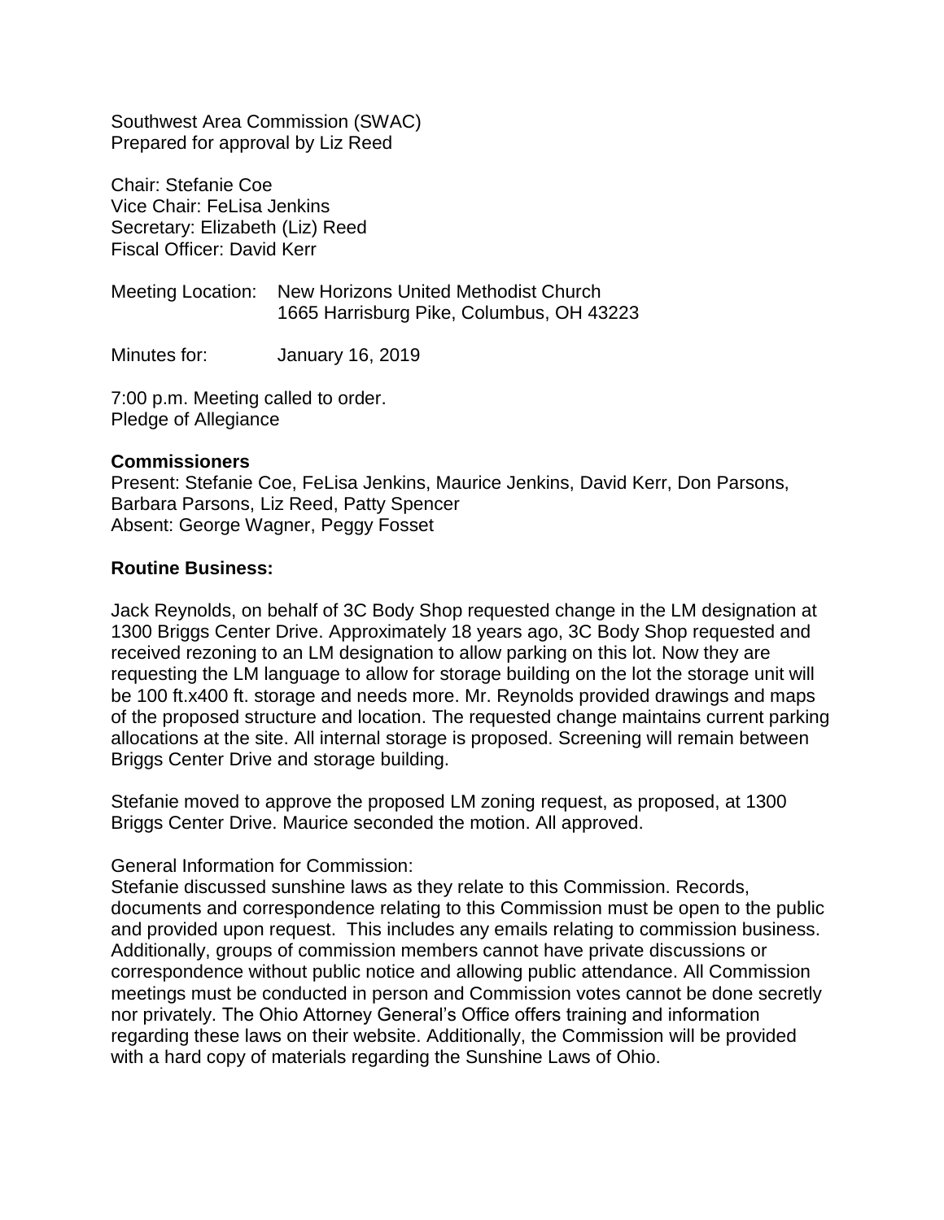Southwest Area Commission (SWAC)
Prepared for approval by Liz Reed

Chair: Stefanie Coe
Vice Chair: FeLisa Jenkins
Secretary: Elizabeth (Liz) Reed
Fiscal Officer: David Kerr

Meeting Location: New Horizons United Methodist Church
1665 Harrisburg Pike, Columbus, OH 43223

Minutes for: January 16, 2019

7:00 p.m. Meeting called to order.
Pledge of Allegiance

**Commissioners**
Present: Stefanie Coe, FeLisa Jenkins, Maurice Jenkins, David Kerr, Don Parsons, Barbara Parsons, Liz Reed, Patty Spencer
Absent: George Wagner, Peggy Fosset

**Routine Business:**

Jack Reynolds, on behalf of 3C Body Shop requested change in the LM designation at 1300 Briggs Center Drive. Approximately 18 years ago, 3C Body Shop requested and received rezoning to an LM designation to allow parking on this lot. Now they are requesting the LM language to allow for storage building on the lot the storage unit will be 100 ft.x400 ft. storage and needs more. Mr. Reynolds provided drawings and maps of the proposed structure and location. The requested change maintains current parking allocations at the site. All internal storage is proposed. Screening will remain between Briggs Center Drive and storage building.

Stefanie moved to approve the proposed LM zoning request, as proposed, at 1300 Briggs Center Drive. Maurice seconded the motion. All approved.

General Information for Commission:
Stefanie discussed sunshine laws as they relate to this Commission. Records, documents and correspondence relating to this Commission must be open to the public and provided upon request. This includes any emails relating to commission business. Additionally, groups of commission members cannot have private discussions or correspondence without public notice and allowing public attendance. All Commission meetings must be conducted in person and Commission votes cannot be done secretly nor privately. The Ohio Attorney General's Office offers training and information regarding these laws on their website. Additionally, the Commission will be provided with a hard copy of materials regarding the Sunshine Laws of Ohio.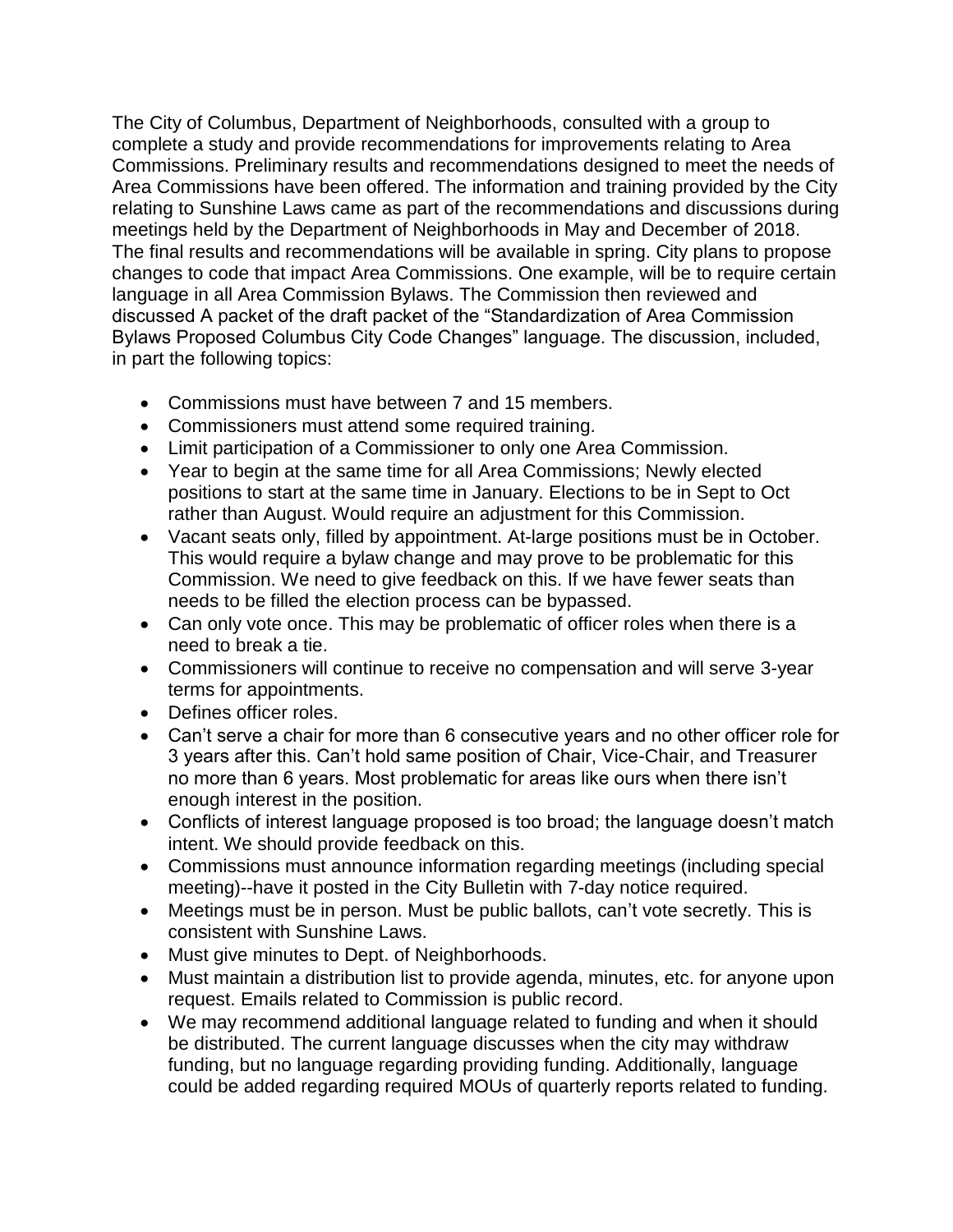The City of Columbus, Department of Neighborhoods, consulted with a group to complete a study and provide recommendations for improvements relating to Area Commissions. Preliminary results and recommendations designed to meet the needs of Area Commissions have been offered. The information and training provided by the City relating to Sunshine Laws came as part of the recommendations and discussions during meetings held by the Department of Neighborhoods in May and December of 2018. The final results and recommendations will be available in spring. City plans to propose changes to code that impact Area Commissions. One example, will be to require certain language in all Area Commission Bylaws. The Commission then reviewed and discussed A packet of the draft packet of the "Standardization of Area Commission Bylaws Proposed Columbus City Code Changes" language. The discussion, included, in part the following topics:

- Commissions must have between 7 and 15 members.
- Commissioners must attend some required training.
- Limit participation of a Commissioner to only one Area Commission.
- Year to begin at the same time for all Area Commissions; Newly elected positions to start at the same time in January. Elections to be in Sept to Oct rather than August. Would require an adjustment for this Commission.
- Vacant seats only, filled by appointment. At-large positions must be in October. This would require a bylaw change and may prove to be problematic for this Commission. We need to give feedback on this. If we have fewer seats than needs to be filled the election process can be bypassed.
- Can only vote once. This may be problematic of officer roles when there is a need to break a tie.
- Commissioners will continue to receive no compensation and will serve 3-year terms for appointments.
- Defines officer roles.
- Can't serve a chair for more than 6 consecutive years and no other officer role for 3 years after this. Can't hold same position of Chair, Vice-Chair, and Treasurer no more than 6 years. Most problematic for areas like ours when there isn't enough interest in the position.
- Conflicts of interest language proposed is too broad; the language doesn't match intent. We should provide feedback on this.
- Commissions must announce information regarding meetings (including special meeting)--have it posted in the City Bulletin with 7-day notice required.
- Meetings must be in person. Must be public ballots, can't vote secretly. This is consistent with Sunshine Laws.
- Must give minutes to Dept. of Neighborhoods.
- Must maintain a distribution list to provide agenda, minutes, etc. for anyone upon request. Emails related to Commission is public record.
- We may recommend additional language related to funding and when it should be distributed. The current language discusses when the city may withdraw funding, but no language regarding providing funding. Additionally, language could be added regarding required MOUs of quarterly reports related to funding.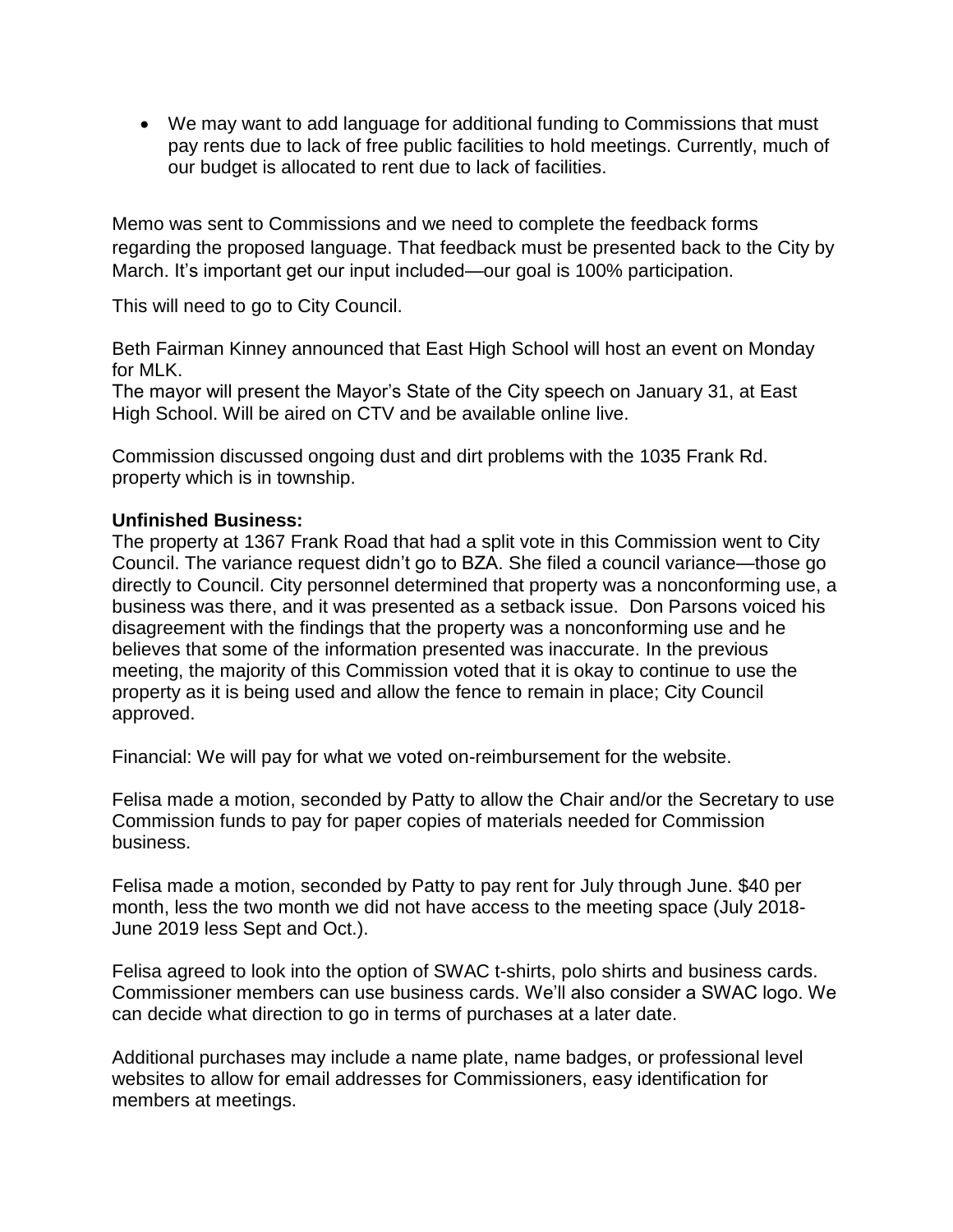- We may want to add language for additional funding to Commissions that must pay rents due to lack of free public facilities to hold meetings. Currently, much of our budget is allocated to rent due to lack of facilities.

Memo was sent to Commissions and we need to complete the feedback forms regarding the proposed language. That feedback must be presented back to the City by March. It's important get our input included—our goal is 100% participation.

This will need to go to City Council.

Beth Fairman Kinney announced that East High School will host an event on Monday for MLK.
The mayor will present the Mayor's State of the City speech on January 31, at East High School. Will be aired on CTV and be available online live.

Commission discussed ongoing dust and dirt problems with the 1035 Frank Rd. property which is in township.

**Unfinished Business:**
The property at 1367 Frank Road that had a split vote in this Commission went to City Council. The variance request didn't go to BZA. She filed a council variance—those go directly to Council. City personnel determined that property was a nonconforming use, a business was there, and it was presented as a setback issue. Don Parsons voiced his disagreement with the findings that the property was a nonconforming use and he believes that some of the information presented was inaccurate. In the previous meeting, the majority of this Commission voted that it is okay to continue to use the property as it is being used and allow the fence to remain in place; City Council approved.

Financial: We will pay for what we voted on-reimbursement for the website.

Felisa made a motion, seconded by Patty to allow the Chair and/or the Secretary to use Commission funds to pay for paper copies of materials needed for Commission business.

Felisa made a motion, seconded by Patty to pay rent for July through June. $40 per month, less the two month we did not have access to the meeting space (July 2018-June 2019 less Sept and Oct.).

Felisa agreed to look into the option of SWAC t-shirts, polo shirts and business cards. Commissioner members can use business cards. We'll also consider a SWAC logo. We can decide what direction to go in terms of purchases at a later date.

Additional purchases may include a name plate, name badges, or professional level websites to allow for email addresses for Commissioners, easy identification for members at meetings.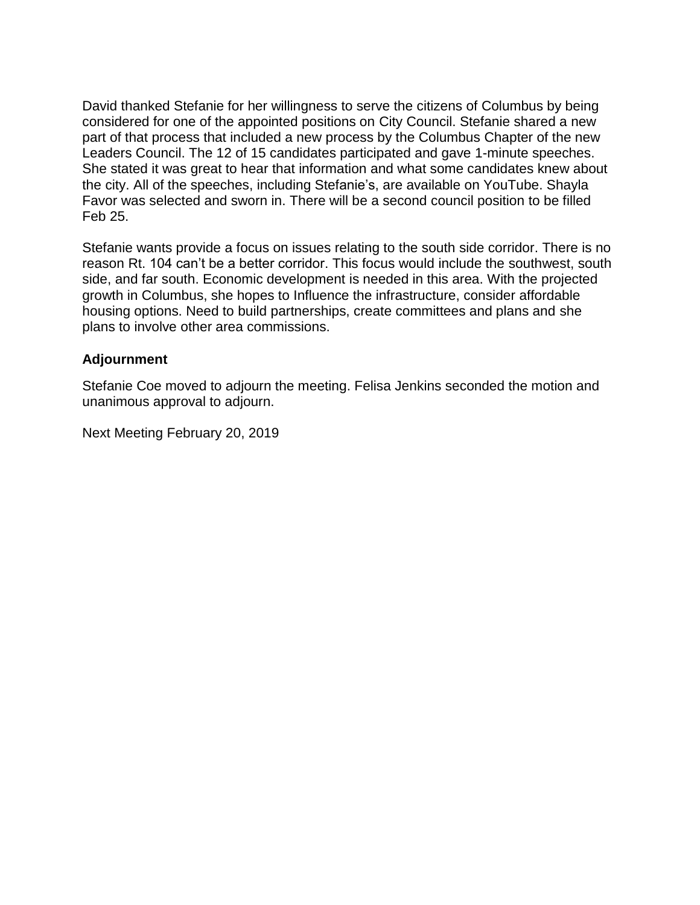David thanked Stefanie for her willingness to serve the citizens of Columbus by being considered for one of the appointed positions on City Council. Stefanie shared a new part of that process that included a new process by the Columbus Chapter of the new Leaders Council. The 12 of 15 candidates participated and gave 1-minute speeches. She stated it was great to hear that information and what some candidates knew about the city. All of the speeches, including Stefanie's, are available on YouTube. Shayla Favor was selected and sworn in. There will be a second council position to be filled Feb 25.

Stefanie wants provide a focus on issues relating to the south side corridor. There is no reason Rt. 104 can't be a better corridor. This focus would include the southwest, south side, and far south. Economic development is needed in this area. With the projected growth in Columbus, she hopes to Influence the infrastructure, consider affordable housing options. Need to build partnerships, create committees and plans and she plans to involve other area commissions.

### Adjournment

Stefanie Coe moved to adjourn the meeting. Felisa Jenkins seconded the motion and unanimous approval to adjourn.

Next Meeting February 20, 2019